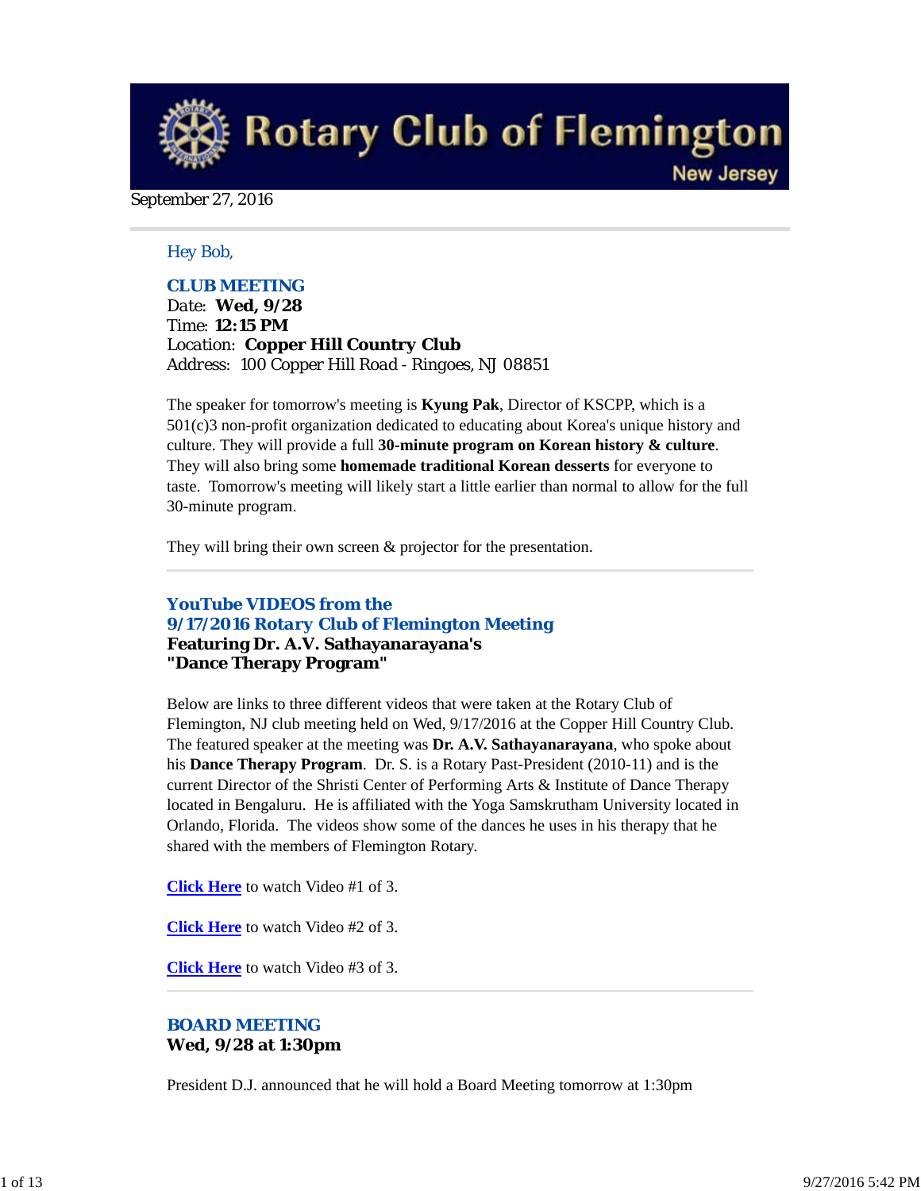# Rotary Club of Flemington

New Jersey

September 27, 2016

Hey Bob,

## CLUB MEETING

Date: **Wed, 9/28**
Time: **12:15 PM**
Location: **Copper Hill Country Club**
Address: 100 Copper Hill Road - Ringoes, NJ 08851

The speaker for tomorrow's meeting is **Kyung Pak**, Director of KSCPP, which is a 501(c)3 non-profit organization dedicated to educating about Korea's unique history and culture. They will provide a full **30-minute program on Korean history & culture**. They will also bring some **homemade traditional Korean desserts** for everyone to taste. Tomorrow's meeting will likely start a little earlier than normal to allow for the full 30-minute program.

They will bring their own screen & projector for the presentation.

---

## YouTube VIDEOS from the 9/17/2016 Rotary Club of Flemington Meeting

**Featuring Dr. A.V. Sathayanarayana's "Dance Therapy Program"**

Below are links to three different videos that were taken at the Rotary Club of Flemington, NJ club meeting held on Wed, 9/17/2016 at the Copper Hill Country Club. The featured speaker at the meeting was **Dr. A.V. Sathayanarayana**, who spoke about his **Dance Therapy Program**. Dr. S. is a Rotary Past-President (2010-11) and is the current Director of the Shristi Center of Performing Arts & Institute of Dance Therapy located in Bengaluru. He is affiliated with the Yoga Samskrutham University located in Orlando, Florida. The videos show some of the dances he uses in his therapy that he shared with the members of Flemington Rotary.

**Click Here** to watch Video #1 of 3.

**Click Here** to watch Video #2 of 3.

**Click Here** to watch Video #3 of 3.

---

## BOARD MEETING

**Wed, 9/28 at 1:30pm**

President D.J. announced that he will hold a Board Meeting tomorrow at 1:30pm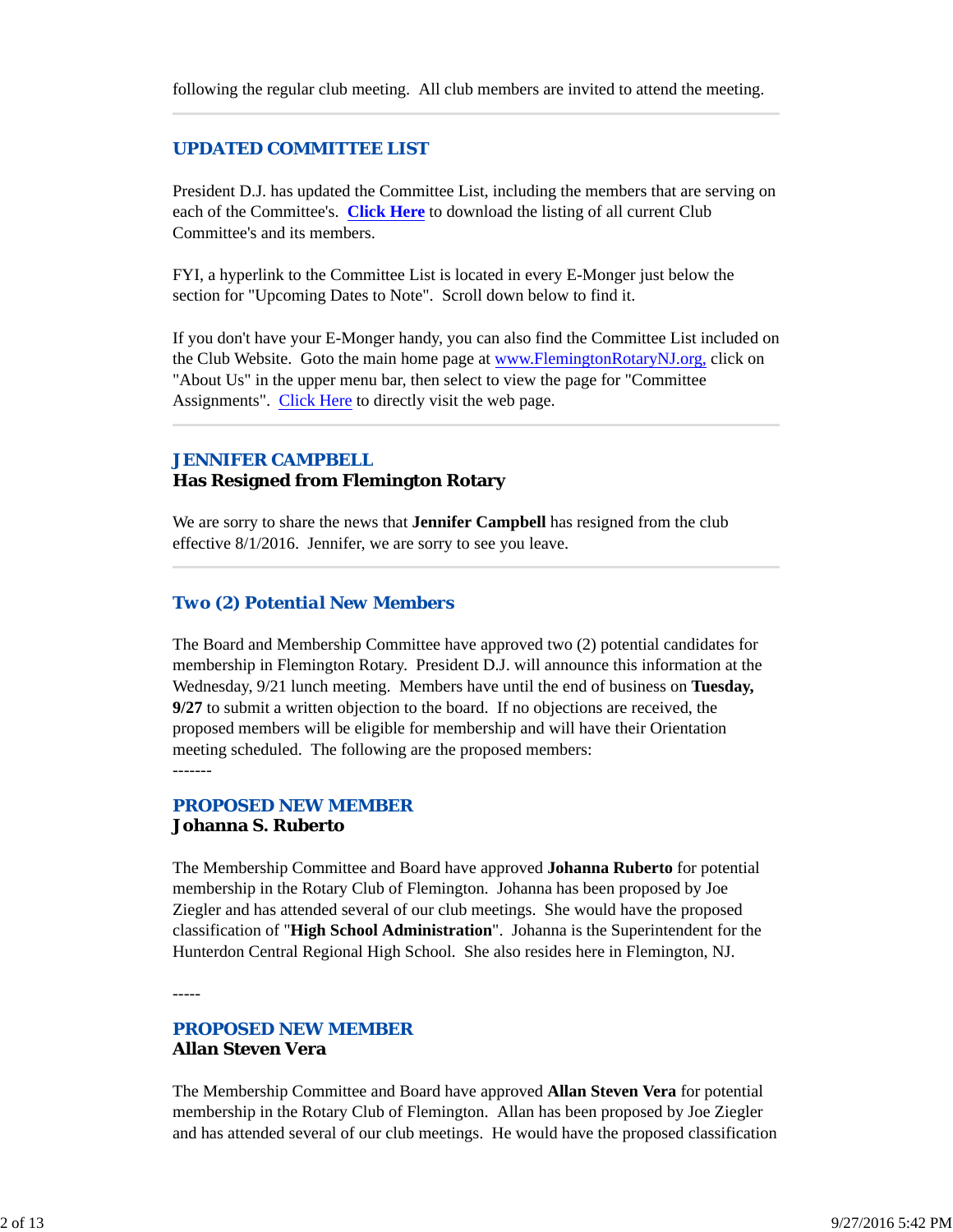following the regular club meeting.  All club members are invited to attend the meeting.

---

## UPDATED COMMITTEE LIST

President D.J. has updated the Committee List, including the members that are serving on each of the Committee's.  **Click Here** to download the listing of all current Club Committee's and its members.

FYI, a hyperlink to the Committee List is located in every E-Monger just below the section for "Upcoming Dates to Note".  Scroll down below to find it.

If you don't have your E-Monger handy, you can also find the Committee List included on the Club Website.  Goto the main home page at www.FlemingtonRotaryNJ.org, click on "About Us" in the upper menu bar, then select to view the page for "Committee Assignments".  Click Here to directly visit the web page.

---

## JENNIFER CAMPBELL
### Has Resigned from Flemington Rotary

We are sorry to share the news that **Jennifer Campbell** has resigned from the club effective 8/1/2016.  Jennifer, we are sorry to see you leave.

---

## Two (2) Potential New Members

The Board and Membership Committee have approved two (2) potential candidates for membership in Flemington Rotary.  President D.J. will announce this information at the Wednesday, 9/21 lunch meeting.  Members have until the end of business on **Tuesday, 9/27** to submit a written objection to the board.  If no objections are received, the proposed members will be eligible for membership and will have their Orientation meeting scheduled.  The following are the proposed members:

-------

## PROPOSED NEW MEMBER
### Johanna S. Ruberto

The Membership Committee and Board have approved **Johanna Ruberto** for potential membership in the Rotary Club of Flemington.  Johanna has been proposed by Joe Ziegler and has attended several of our club meetings.  She would have the proposed classification of "**High School Administration**".  Johanna is the Superintendent for the Hunterdon Central Regional High School.  She also resides here in Flemington, NJ.

-----

## PROPOSED NEW MEMBER
### Allan Steven Vera

The Membership Committee and Board have approved **Allan Steven Vera** for potential membership in the Rotary Club of Flemington.  Allan has been proposed by Joe Ziegler and has attended several of our club meetings.  He would have the proposed classification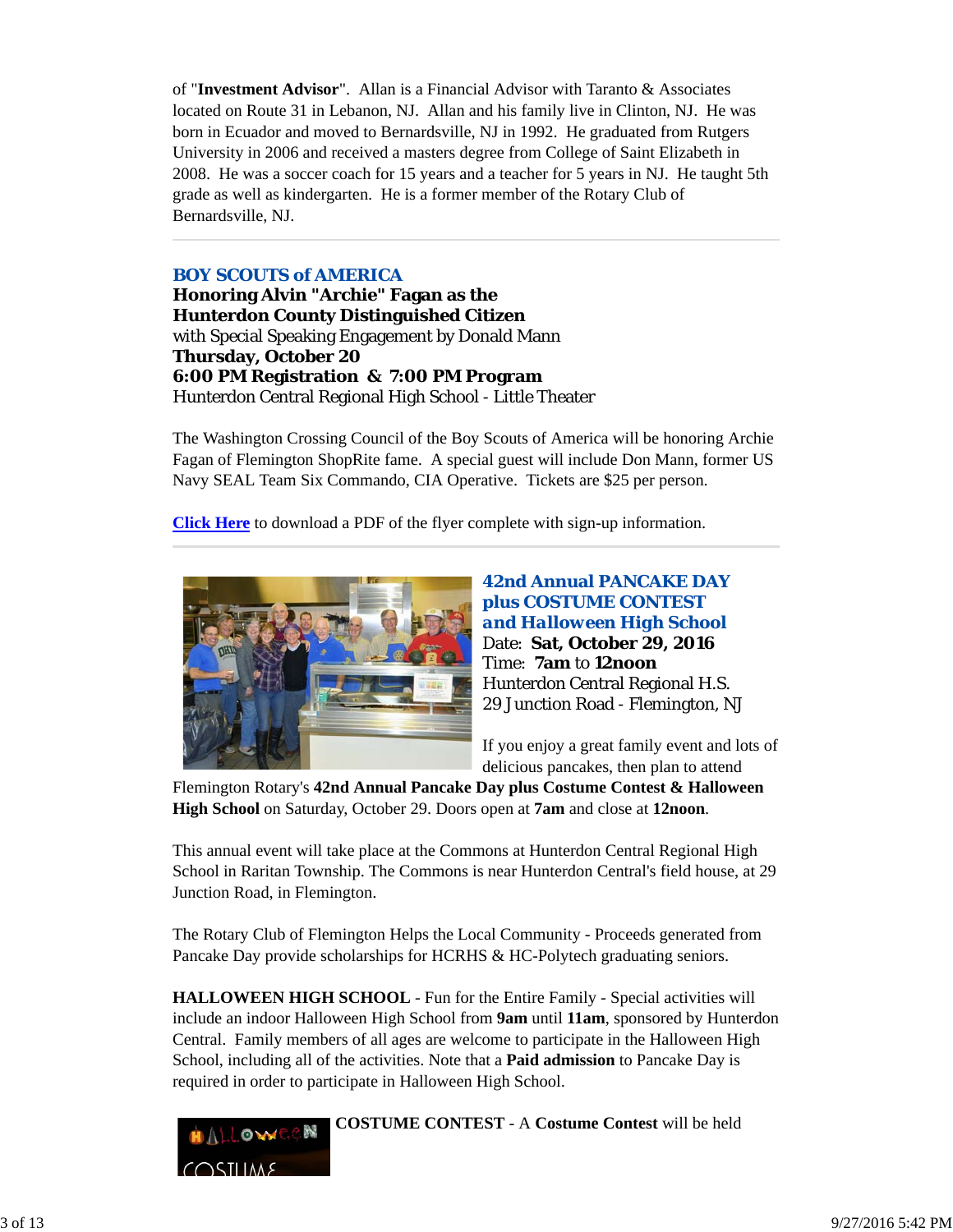of "**Investment Advisor**". Allan is a Financial Advisor with Taranto & Associates located on Route 31 in Lebanon, NJ. Allan and his family live in Clinton, NJ. He was born in Ecuador and moved to Bernardsville, NJ in 1992. He graduated from Rutgers University in 2006 and received a masters degree from College of Saint Elizabeth in 2008. He was a soccer coach for 15 years and a teacher for 5 years in NJ. He taught 5th grade as well as kindergarten. He is a former member of the Rotary Club of Bernardsville, NJ.

---

### BOY SCOUTS of AMERICA

**Honoring Alvin "Archie" Fagan as the Hunterdon County Distinguished Citizen**
with Special Speaking Engagement by Donald Mann
**Thursday, October 20**
**6:00 PM Registration & 7:00 PM Program**
Hunterdon Central Regional High School - Little Theater

The Washington Crossing Council of the Boy Scouts of America will be honoring Archie Fagan of Flemington ShopRite fame. A special guest will include Don Mann, former US Navy SEAL Team Six Commando, CIA Operative. Tickets are $25 per person.

**Click Here** to download a PDF of the flyer complete with sign-up information.

---

### 42nd Annual PANCAKE DAY plus COSTUME CONTEST and Halloween High School

Date: **Sat, October 29, 2016**
Time: **7am** to **12noon**
Hunterdon Central Regional H.S.
29 Junction Road - Flemington, NJ

If you enjoy a great family event and lots of delicious pancakes, then plan to attend Flemington Rotary's **42nd Annual Pancake Day plus Costume Contest & Halloween High School** on Saturday, October 29. Doors open at **7am** and close at **12noon**.

This annual event will take place at the Commons at Hunterdon Central Regional High School in Raritan Township. The Commons is near Hunterdon Central's field house, at 29 Junction Road, in Flemington.

The Rotary Club of Flemington Helps the Local Community - Proceeds generated from Pancake Day provide scholarships for HCRHS & HC-Polytech graduating seniors.

**HALLOWEEN HIGH SCHOOL** - Fun for the Entire Family - Special activities will include an indoor Halloween High School from **9am** until **11am**, sponsored by Hunterdon Central. Family members of all ages are welcome to participate in the Halloween High School, including all of the activities. Note that a **Paid admission** to Pancake Day is required in order to participate in Halloween High School.

**COSTUME CONTEST** - A **Costume Contest** will be held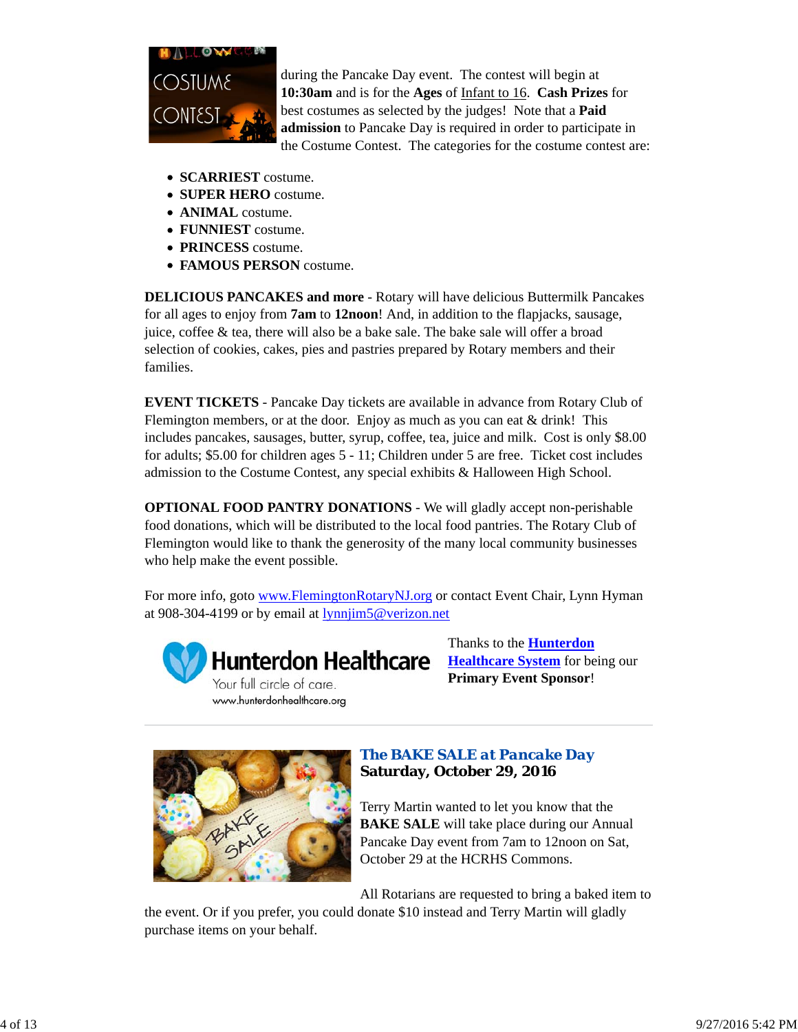during the Pancake Day event. The contest will begin at **10:30am** and is for the **Ages** of Infant to 16. **Cash Prizes** for best costumes as selected by the judges! Note that a **Paid admission** to Pancake Day is required in order to participate in the Costume Contest. The categories for the costume contest are:

- **SCARRIEST** costume.
- **SUPER HERO** costume.
- **ANIMAL** costume.
- **FUNNIEST** costume.
- **PRINCESS** costume.
- **FAMOUS PERSON** costume.

**DELICIOUS PANCAKES and more** - Rotary will have delicious Buttermilk Pancakes for all ages to enjoy from **7am** to **12noon**! And, in addition to the flapjacks, sausage, juice, coffee & tea, there will also be a bake sale. The bake sale will offer a broad selection of cookies, cakes, pies and pastries prepared by Rotary members and their families.

**EVENT TICKETS** - Pancake Day tickets are available in advance from Rotary Club of Flemington members, or at the door. Enjoy as much as you can eat & drink! This includes pancakes, sausages, butter, syrup, coffee, tea, juice and milk. Cost is only $8.00 for adults; $5.00 for children ages 5 - 11; Children under 5 are free. Ticket cost includes admission to the Costume Contest, any special exhibits & Halloween High School.

**OPTIONAL FOOD PANTRY DONATIONS** - We will gladly accept non-perishable food donations, which will be distributed to the local food pantries. The Rotary Club of Flemington would like to thank the generosity of the many local community businesses who help make the event possible.

For more info, goto www.FlemingtonRotaryNJ.org or contact Event Chair, Lynn Hyman at 908-304-4199 or by email at lynnjim5@verizon.net

Thanks to the **Hunterdon Healthcare System** for being our **Primary Event Sponsor**!

---

## The BAKE SALE at Pancake Day
**Saturday, October 29, 2016**

Terry Martin wanted to let you know that the **BAKE SALE** will take place during our Annual Pancake Day event from 7am to 12noon on Sat, October 29 at the HCRHS Commons.

All Rotarians are requested to bring a baked item to the event. Or if you prefer, you could donate $10 instead and Terry Martin will gladly purchase items on your behalf.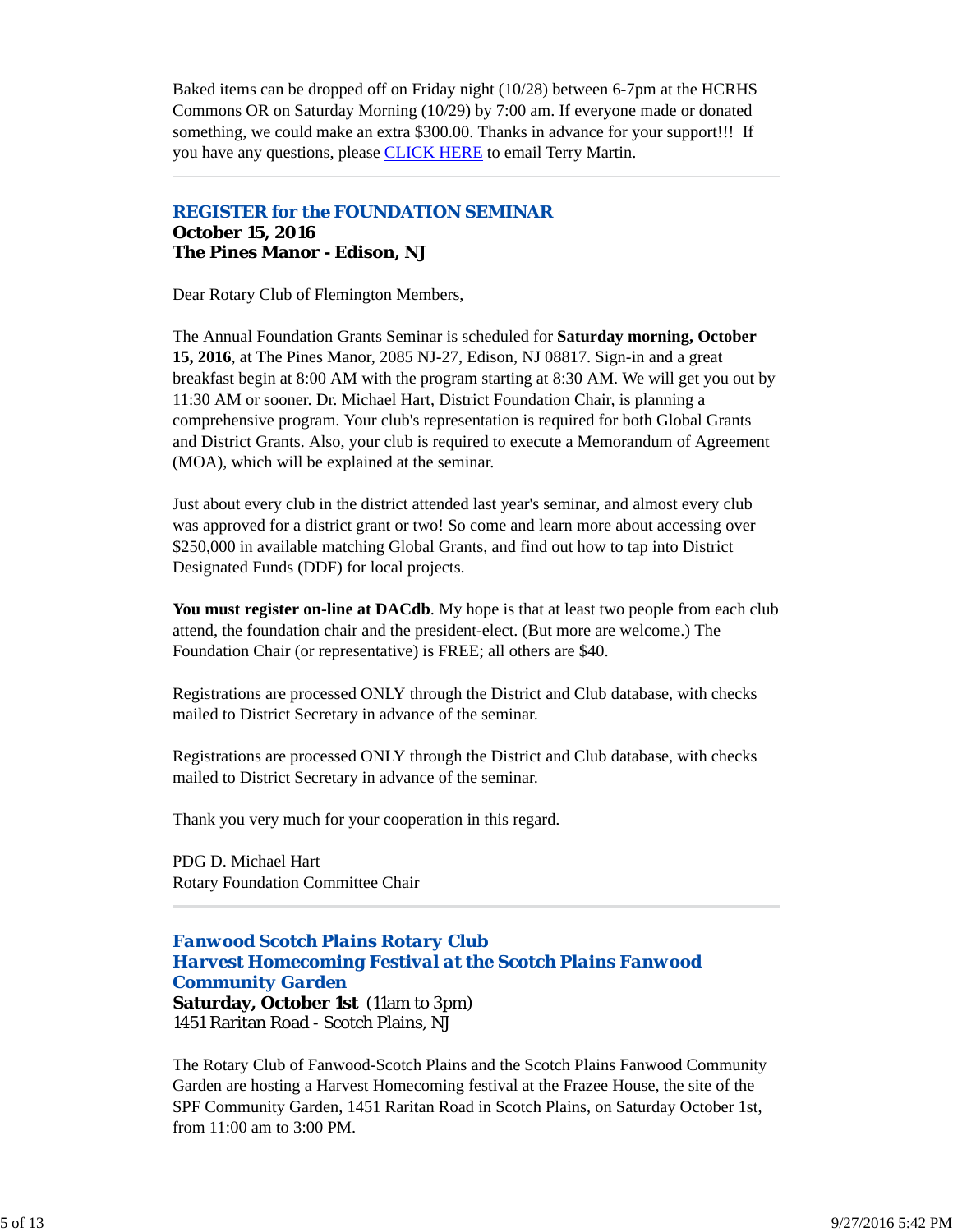Baked items can be dropped off on Friday night (10/28) between 6-7pm at the HCRHS Commons OR on Saturday Morning (10/29) by 7:00 am. If everyone made or donated something, we could make an extra $300.00. Thanks in advance for your support!!! If you have any questions, please CLICK HERE to email Terry Martin.

---

## REGISTER for the FOUNDATION SEMINAR

**October 15, 2016**
**The Pines Manor - Edison, NJ**

Dear Rotary Club of Flemington Members,

The Annual Foundation Grants Seminar is scheduled for **Saturday morning, October 15, 2016**, at The Pines Manor, 2085 NJ-27, Edison, NJ 08817. Sign-in and a great breakfast begin at 8:00 AM with the program starting at 8:30 AM. We will get you out by 11:30 AM or sooner. Dr. Michael Hart, District Foundation Chair, is planning a comprehensive program. Your club's representation is required for both Global Grants and District Grants. Also, your club is required to execute a Memorandum of Agreement (MOA), which will be explained at the seminar.

Just about every club in the district attended last year's seminar, and almost every club was approved for a district grant or two! So come and learn more about accessing over $250,000 in available matching Global Grants, and find out how to tap into District Designated Funds (DDF) for local projects.

**You must register on-line at DACdb**. My hope is that at least two people from each club attend, the foundation chair and the president-elect. (But more are welcome.) The Foundation Chair (or representative) is FREE; all others are $40.

Registrations are processed ONLY through the District and Club database, with checks mailed to District Secretary in advance of the seminar.

Registrations are processed ONLY through the District and Club database, with checks mailed to District Secretary in advance of the seminar.

Thank you very much for your cooperation in this regard.

PDG D. Michael Hart
Rotary Foundation Committee Chair

---

## *Fanwood Scotch Plains Rotary Club*
## *Harvest Homecoming Festival at the Scotch Plains Fanwood Community Garden*

**Saturday, October 1st** (11am to 3pm)
1451 Raritan Road - Scotch Plains, NJ

The Rotary Club of Fanwood-Scotch Plains and the Scotch Plains Fanwood Community Garden are hosting a Harvest Homecoming festival at the Frazee House, the site of the SPF Community Garden, 1451 Raritan Road in Scotch Plains, on Saturday October 1st, from 11:00 am to 3:00 PM.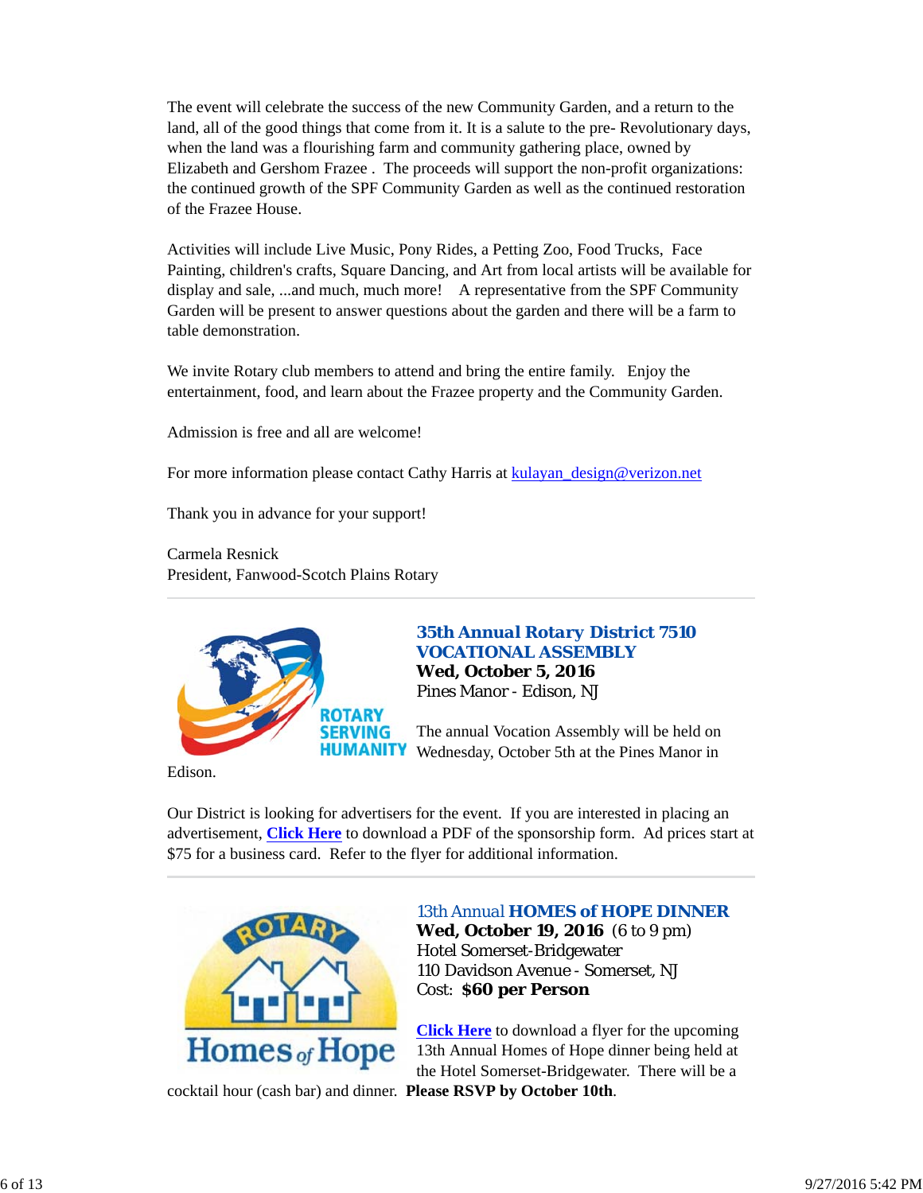The event will celebrate the success of the new Community Garden, and a return to the land, all of the good things that come from it. It is a salute to the pre- Revolutionary days, when the land was a flourishing farm and community gathering place, owned by Elizabeth and Gershom Frazee . The proceeds will support the non-profit organizations: the continued growth of the SPF Community Garden as well as the continued restoration of the Frazee House.

Activities will include Live Music, Pony Rides, a Petting Zoo, Food Trucks, Face Painting, children's crafts, Square Dancing, and Art from local artists will be available for display and sale, ...and much, much more! A representative from the SPF Community Garden will be present to answer questions about the garden and there will be a farm to table demonstration.

We invite Rotary club members to attend and bring the entire family. Enjoy the entertainment, food, and learn about the Frazee property and the Community Garden.

Admission is free and all are welcome!

For more information please contact Cathy Harris at kulayan_design@verizon.net

Thank you in advance for your support!

Carmela Resnick
President, Fanwood-Scotch Plains Rotary

---

## 35th Annual Rotary District 7510 VOCATIONAL ASSEMBLY

**Wed, October 5, 2016**
Pines Manor - Edison, NJ

The annual Vocation Assembly will be held on Wednesday, October 5th at the Pines Manor in Edison.

Our District is looking for advertisers for the event. If you are interested in placing an advertisement, **Click Here** to download a PDF of the sponsorship form. Ad prices start at $75 for a business card. Refer to the flyer for additional information.

---

## 13th Annual **HOMES of HOPE DINNER**

**Wed, October 19, 2016** (6 to 9 pm)
Hotel Somerset-Bridgewater
110 Davidson Avenue - Somerset, NJ
Cost: **$60 per Person**

**Click Here** to download a flyer for the upcoming 13th Annual Homes of Hope dinner being held at the Hotel Somerset-Bridgewater. There will be a cocktail hour (cash bar) and dinner. **Please RSVP by October 10th**.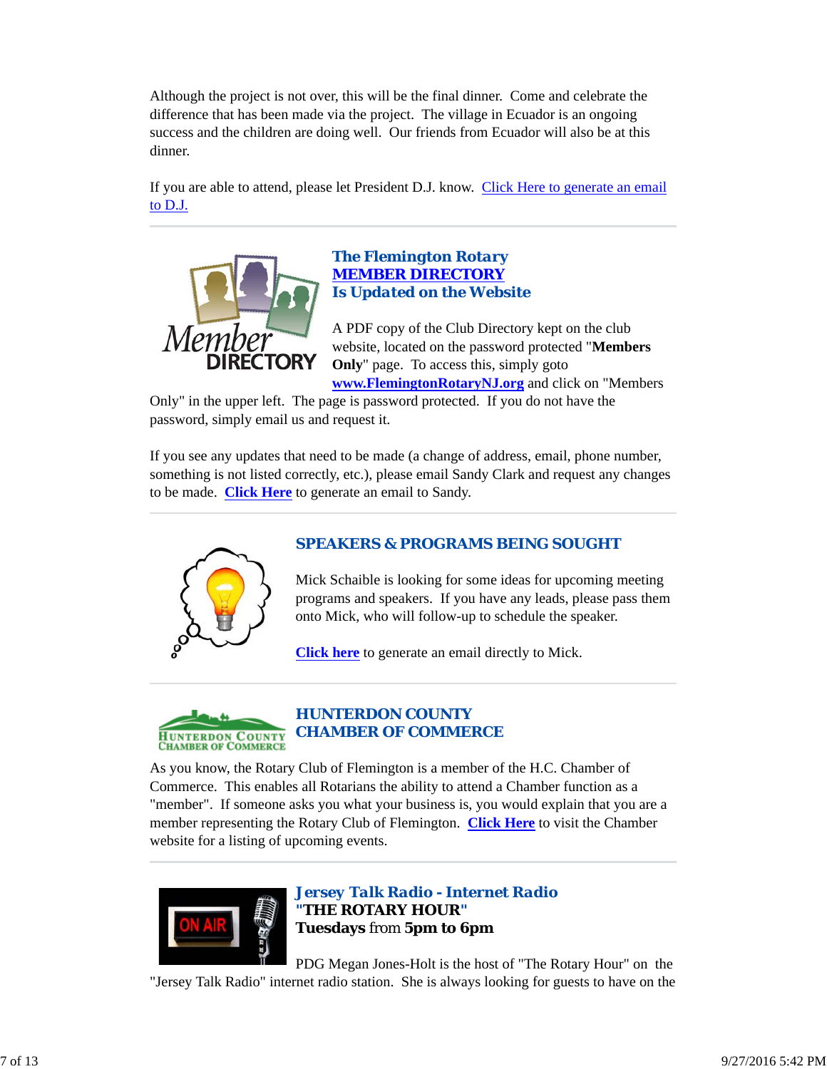Although the project is not over, this will be the final dinner. Come and celebrate the difference that has been made via the project. The village in Ecuador is an ongoing success and the children are doing well. Our friends from Ecuador will also be at this dinner.

If you are able to attend, please let President D.J. know. Click Here to generate an email to D.J.

---

### The Flemington Rotary MEMBER DIRECTORY Is Updated on the Website

A PDF copy of the Club Directory kept on the club website, located on the password protected "**Members Only**" page. To access this, simply goto **www.FlemingtonRotaryNJ.org** and click on "Members Only" in the upper left. The page is password protected. If you do not have the password, simply email us and request it.

If you see any updates that need to be made (a change of address, email, phone number, something is not listed correctly, etc.), please email Sandy Clark and request any changes to be made. **Click Here** to generate an email to Sandy.

---

### SPEAKERS & PROGRAMS BEING SOUGHT

Mick Schaible is looking for some ideas for upcoming meeting programs and speakers. If you have any leads, please pass them onto Mick, who will follow-up to schedule the speaker.

**Click here** to generate an email directly to Mick.

---

### HUNTERDON COUNTY CHAMBER OF COMMERCE

As you know, the Rotary Club of Flemington is a member of the H.C. Chamber of Commerce. This enables all Rotarians the ability to attend a Chamber function as a "member". If someone asks you what your business is, you would explain that you are a member representing the Rotary Club of Flemington. **Click Here** to visit the Chamber website for a listing of upcoming events.

---

### Jersey Talk Radio - Internet Radio
**"THE ROTARY HOUR"**
**Tuesdays from 5pm to 6pm**

PDG Megan Jones-Holt is the host of "The Rotary Hour" on the "Jersey Talk Radio" internet radio station. She is always looking for guests to have on the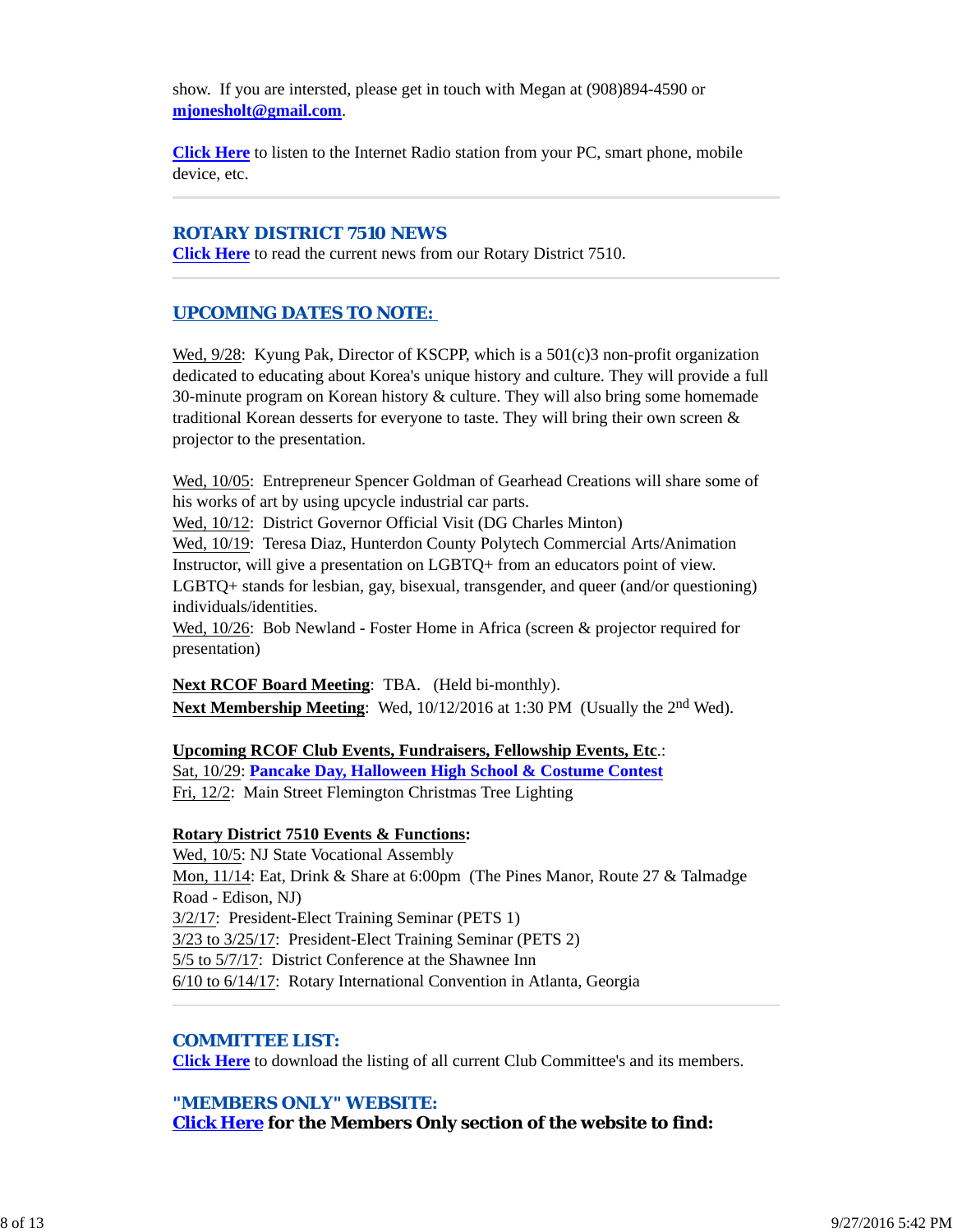show. If you are intersted, please get in touch with Megan at (908)894-4590 or **mjonesholt@gmail.com**.

**Click Here** to listen to the Internet Radio station from your PC, smart phone, mobile device, etc.

---

## ROTARY DISTRICT 7510 NEWS

**Click Here** to read the current news from our Rotary District 7510.

---

## UPCOMING DATES TO NOTE:

Wed, 9/28: Kyung Pak, Director of KSCPP, which is a 501(c)3 non-profit organization dedicated to educating about Korea's unique history and culture. They will provide a full 30-minute program on Korean history & culture. They will also bring some homemade traditional Korean desserts for everyone to taste. They will bring their own screen & projector to the presentation.

Wed, 10/05: Entrepreneur Spencer Goldman of Gearhead Creations will share some of his works of art by using upcycle industrial car parts.
Wed, 10/12: District Governor Official Visit (DG Charles Minton)
Wed, 10/19: Teresa Diaz, Hunterdon County Polytech Commercial Arts/Animation Instructor, will give a presentation on LGBTQ+ from an educators point of view. LGBTQ+ stands for lesbian, gay, bisexual, transgender, and queer (and/or questioning) individuals/identities.
Wed, 10/26: Bob Newland - Foster Home in Africa (screen & projector required for presentation)

**Next RCOF Board Meeting**: TBA. (Held bi-monthly).
**Next Membership Meeting**: Wed, 10/12/2016 at 1:30 PM (Usually the 2nd Wed).

**Upcoming RCOF Club Events, Fundraisers, Fellowship Events, Etc**.:
Sat, 10/29: **Pancake Day, Halloween High School & Costume Contest**
Fri, 12/2: Main Street Flemington Christmas Tree Lighting

**Rotary District 7510 Events & Functions:**
Wed, 10/5: NJ State Vocational Assembly
Mon, 11/14: Eat, Drink & Share at 6:00pm (The Pines Manor, Route 27 & Talmadge Road - Edison, NJ)
3/2/17: President-Elect Training Seminar (PETS 1)
3/23 to 3/25/17: President-Elect Training Seminar (PETS 2)
5/5 to 5/7/17: District Conference at the Shawnee Inn
6/10 to 6/14/17: Rotary International Convention in Atlanta, Georgia

---

## COMMITTEE LIST:

**Click Here** to download the listing of all current Club Committee's and its members.

## "MEMBERS ONLY" WEBSITE:

**Click Here for the Members Only section of the website to find:**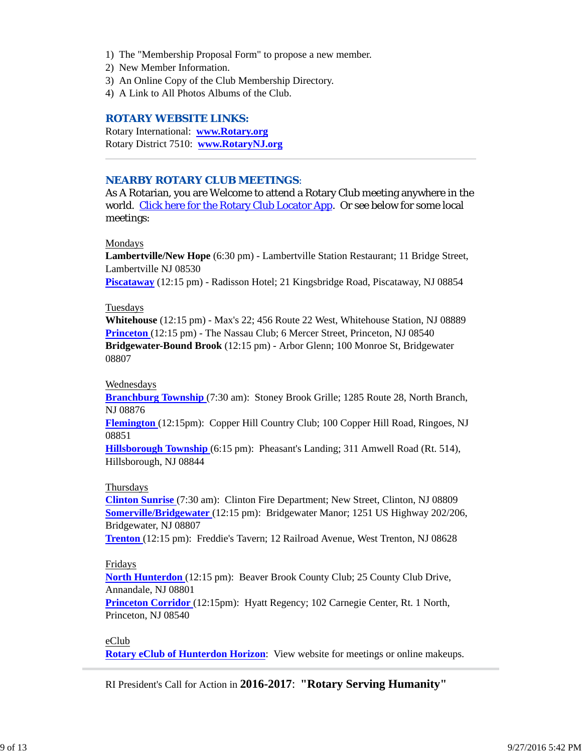1) The "Membership Proposal Form" to propose a new member.
2) New Member Information.
3) An Online Copy of the Club Membership Directory.
4) A Link to All Photos Albums of the Club.

## ROTARY WEBSITE LINKS:

Rotary International: **www.Rotary.org**
Rotary District 7510: **www.RotaryNJ.org**

---

## NEARBY ROTARY CLUB MEETINGS:

As A Rotarian, you are Welcome to attend a Rotary Club meeting anywhere in the world. Click here for the Rotary Club Locator App. Or see below for some local meetings:

Mondays
**Lambertville/New Hope** (6:30 pm) - Lambertville Station Restaurant; 11 Bridge Street, Lambertville NJ 08530
**Piscataway** (12:15 pm) - Radisson Hotel; 21 Kingsbridge Road, Piscataway, NJ 08854

Tuesdays
**Whitehouse** (12:15 pm) - Max's 22; 456 Route 22 West, Whitehouse Station, NJ 08889
**Princeton** (12:15 pm) - The Nassau Club; 6 Mercer Street, Princeton, NJ 08540
**Bridgewater-Bound Brook** (12:15 pm) - Arbor Glenn; 100 Monroe St, Bridgewater 08807

Wednesdays
**Branchburg Township** (7:30 am): Stoney Brook Grille; 1285 Route 28, North Branch, NJ 08876
**Flemington** (12:15pm): Copper Hill Country Club; 100 Copper Hill Road, Ringoes, NJ 08851
**Hillsborough Township** (6:15 pm): Pheasant's Landing; 311 Amwell Road (Rt. 514), Hillsborough, NJ 08844

Thursdays
**Clinton Sunrise** (7:30 am): Clinton Fire Department; New Street, Clinton, NJ 08809
**Somerville/Bridgewater** (12:15 pm): Bridgewater Manor; 1251 US Highway 202/206, Bridgewater, NJ 08807
**Trenton** (12:15 pm): Freddie's Tavern; 12 Railroad Avenue, West Trenton, NJ 08628

Fridays
**North Hunterdon** (12:15 pm): Beaver Brook County Club; 25 County Club Drive, Annandale, NJ 08801
**Princeton Corridor** (12:15pm): Hyatt Regency; 102 Carnegie Center, Rt. 1 North, Princeton, NJ 08540

eClub
**Rotary eClub of Hunterdon Horizon**: View website for meetings or online makeups.

---

RI President's Call for Action in **2016-2017**: **"Rotary Serving Humanity"**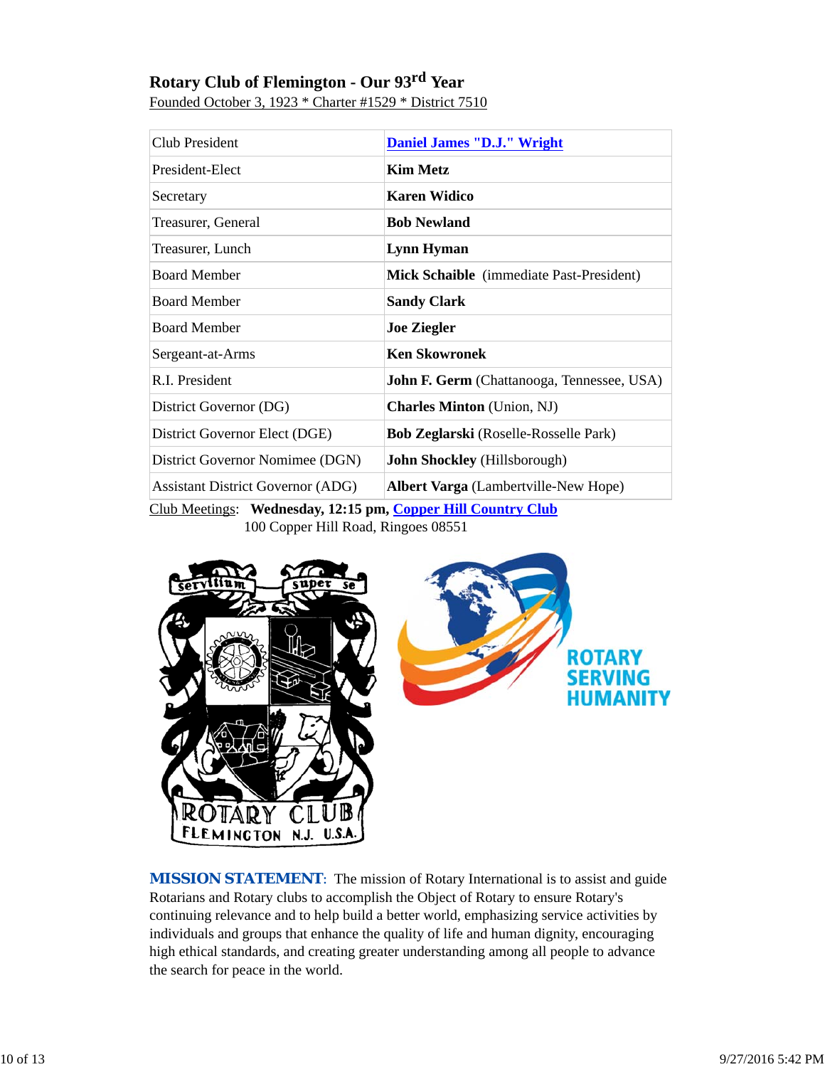## Rotary Club of Flemington - Our 93rd Year

Founded October 3, 1923 * Charter #1529 * District 7510

| | |
|---|---|
| Club President | **Daniel James "D.J." Wright** |
| President-Elect | **Kim Metz** |
| Secretary | **Karen Widico** |
| Treasurer, General | **Bob Newland** |
| Treasurer, Lunch | **Lynn Hyman** |
| Board Member | **Mick Schaible** (immediate Past-President) |
| Board Member | **Sandy Clark** |
| Board Member | **Joe Ziegler** |
| Sergeant-at-Arms | **Ken Skowronek** |
| R.I. President | **John F. Germ** (Chattanooga, Tennessee, USA) |
| District Governor (DG) | **Charles Minton** (Union, NJ) |
| District Governor Elect (DGE) | **Bob Zeglarski** (Roselle-Rosselle Park) |
| District Governor Nomimee (DGN) | **John Shockley** (Hillsborough) |
| Assistant District Governor (ADG) | **Albert Varga** (Lambertville-New Hope) |

Club Meetings: **Wednesday, 12:15 pm, Copper Hill Country Club**
100 Copper Hill Road, Ringoes 08551

**MISSION STATEMENT**: The mission of Rotary International is to assist and guide Rotarians and Rotary clubs to accomplish the Object of Rotary to ensure Rotary's continuing relevance and to help build a better world, emphasizing service activities by individuals and groups that enhance the quality of life and human dignity, encouraging high ethical standards, and creating greater understanding among all people to advance the search for peace in the world.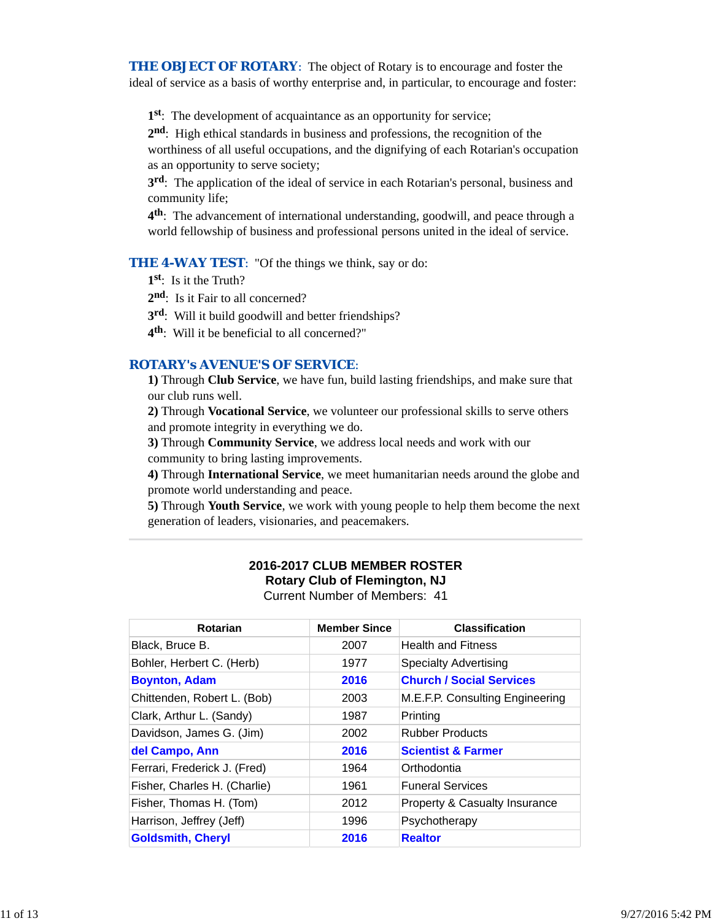**THE OBJECT OF ROTARY**: The object of Rotary is to encourage and foster the ideal of service as a basis of worthy enterprise and, in particular, to encourage and foster:

1st: The development of acquaintance as an opportunity for service;
2nd: High ethical standards in business and professions, the recognition of the worthiness of all useful occupations, and the dignifying of each Rotarian's occupation as an opportunity to serve society;
3rd: The application of the ideal of service in each Rotarian's personal, business and community life;
4th: The advancement of international understanding, goodwill, and peace through a world fellowship of business and professional persons united in the ideal of service.

**THE 4-WAY TEST**: "Of the things we think, say or do:
1st: Is it the Truth?
2nd: Is it Fair to all concerned?
3rd: Will it build goodwill and better friendships?
4th: Will it be beneficial to all concerned?"

**ROTARY's AVENUE'S OF SERVICE**:
**1)** Through **Club Service**, we have fun, build lasting friendships, and make sure that our club runs well.
**2)** Through **Vocational Service**, we volunteer our professional skills to serve others and promote integrity in everything we do.
**3)** Through **Community Service**, we address local needs and work with our community to bring lasting improvements.
**4)** Through **International Service**, we meet humanitarian needs around the globe and promote world understanding and peace.
**5)** Through **Youth Service**, we work with young people to help them become the next generation of leaders, visionaries, and peacemakers.

---

**2016-2017 CLUB MEMBER ROSTER**
**Rotary Club of Flemington, NJ**
Current Number of Members: 41

| Rotarian | Member Since | Classification |
|---|---|---|
| Black, Bruce B. | 2007 | Health and Fitness |
| Bohler, Herbert C. (Herb) | 1977 | Specialty Advertising |
| **Boynton, Adam** | **2016** | **Church / Social Services** |
| Chittenden, Robert L. (Bob) | 2003 | M.E.F.P. Consulting Engineering |
| Clark, Arthur L. (Sandy) | 1987 | Printing |
| Davidson, James G. (Jim) | 2002 | Rubber Products |
| **del Campo, Ann** | **2016** | **Scientist & Farmer** |
| Ferrari, Frederick J. (Fred) | 1964 | Orthodontia |
| Fisher, Charles H. (Charlie) | 1961 | Funeral Services |
| Fisher, Thomas H. (Tom) | 2012 | Property & Casualty Insurance |
| Harrison, Jeffrey (Jeff) | 1996 | Psychotherapy |
| **Goldsmith, Cheryl** | **2016** | **Realtor** |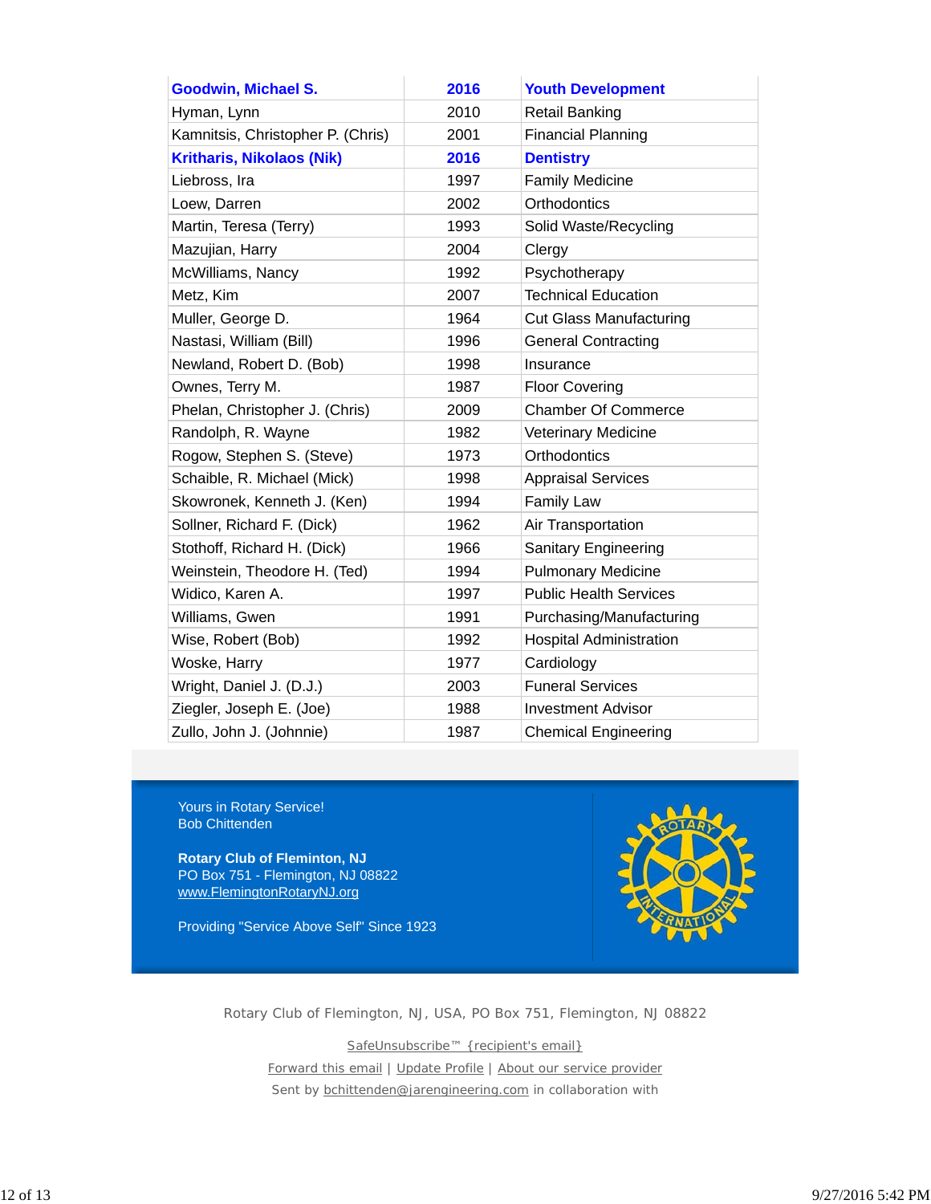| | | |
|---|---|---|
| **Goodwin, Michael S.** | **2016** | **Youth Development** |
| Hyman, Lynn | 2010 | Retail Banking |
| Kamnitsis, Christopher P. (Chris) | 2001 | Financial Planning |
| **Kritharis, Nikolaos (Nik)** | **2016** | **Dentistry** |
| Liebross, Ira | 1997 | Family Medicine |
| Loew, Darren | 2002 | Orthodontics |
| Martin, Teresa (Terry) | 1993 | Solid Waste/Recycling |
| Mazujian, Harry | 2004 | Clergy |
| McWilliams, Nancy | 1992 | Psychotherapy |
| Metz, Kim | 2007 | Technical Education |
| Muller, George D. | 1964 | Cut Glass Manufacturing |
| Nastasi, William (Bill) | 1996 | General Contracting |
| Newland, Robert D. (Bob) | 1998 | Insurance |
| Ownes, Terry M. | 1987 | Floor Covering |
| Phelan, Christopher J. (Chris) | 2009 | Chamber Of Commerce |
| Randolph, R. Wayne | 1982 | Veterinary Medicine |
| Rogow, Stephen S. (Steve) | 1973 | Orthodontics |
| Schaible, R. Michael (Mick) | 1998 | Appraisal Services |
| Skowronek, Kenneth J. (Ken) | 1994 | Family Law |
| Sollner, Richard F. (Dick) | 1962 | Air Transportation |
| Stothoff, Richard H. (Dick) | 1966 | Sanitary Engineering |
| Weinstein, Theodore H. (Ted) | 1994 | Pulmonary Medicine |
| Widico, Karen A. | 1997 | Public Health Services |
| Williams, Gwen | 1991 | Purchasing/Manufacturing |
| Wise, Robert (Bob) | 1992 | Hospital Administration |
| Woske, Harry | 1977 | Cardiology |
| Wright, Daniel J. (D.J.) | 2003 | Funeral Services |
| Ziegler, Joseph E. (Joe) | 1988 | Investment Advisor |
| Zullo, John J. (Johnnie) | 1987 | Chemical Engineering |

Yours in Rotary Service!
Bob Chittenden

**Rotary Club of Fleminton, NJ**
PO Box 751 - Flemington, NJ 08822
www.FlemingtonRotaryNJ.org

Providing "Service Above Self" Since 1923

Rotary Club of Flemington, NJ, USA, PO Box 751, Flemington, NJ 08822

SafeUnsubscribe™ {recipient's email}

Forward this email | Update Profile | About our service provider

Sent by bchittenden@jarengineering.com in collaboration with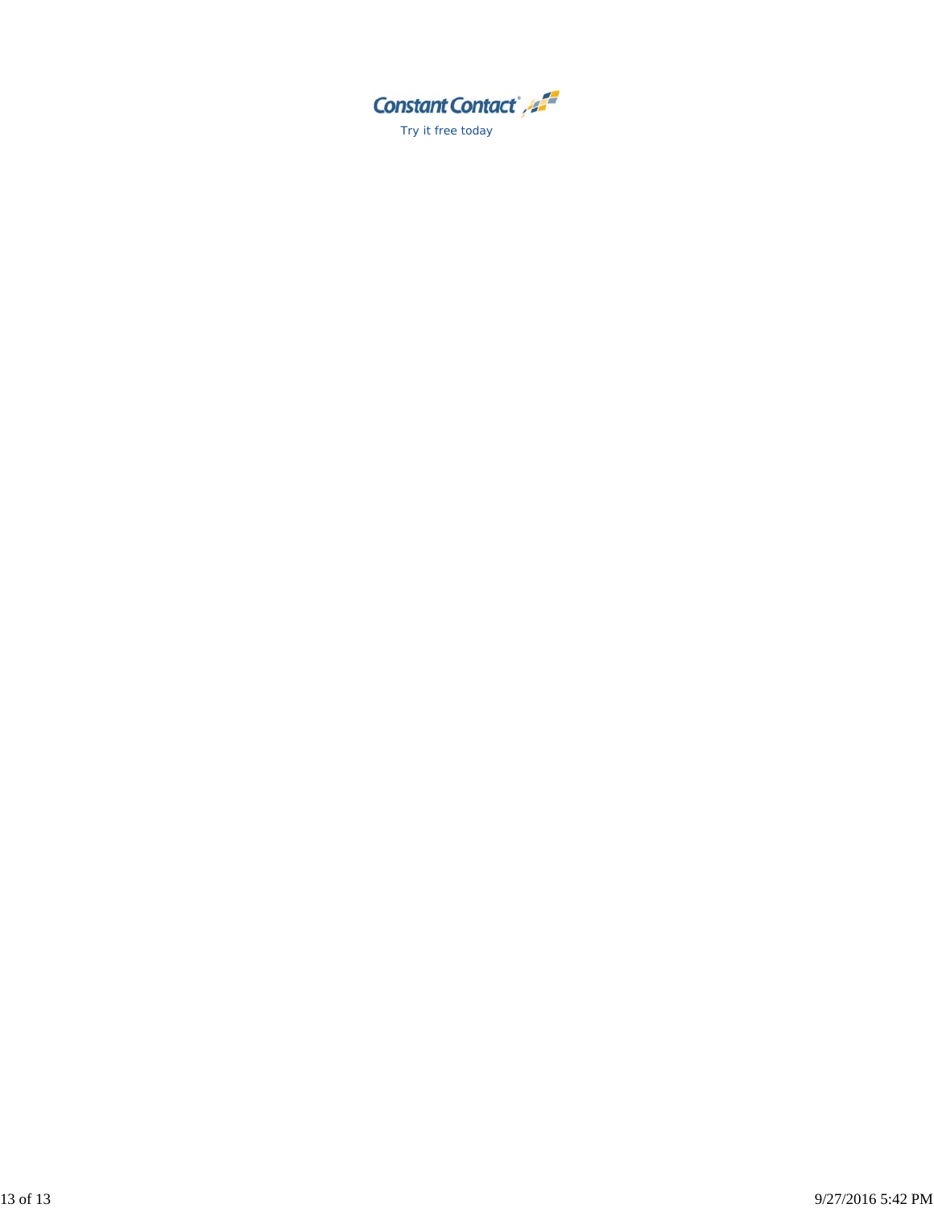Constant Contact

Try it free today